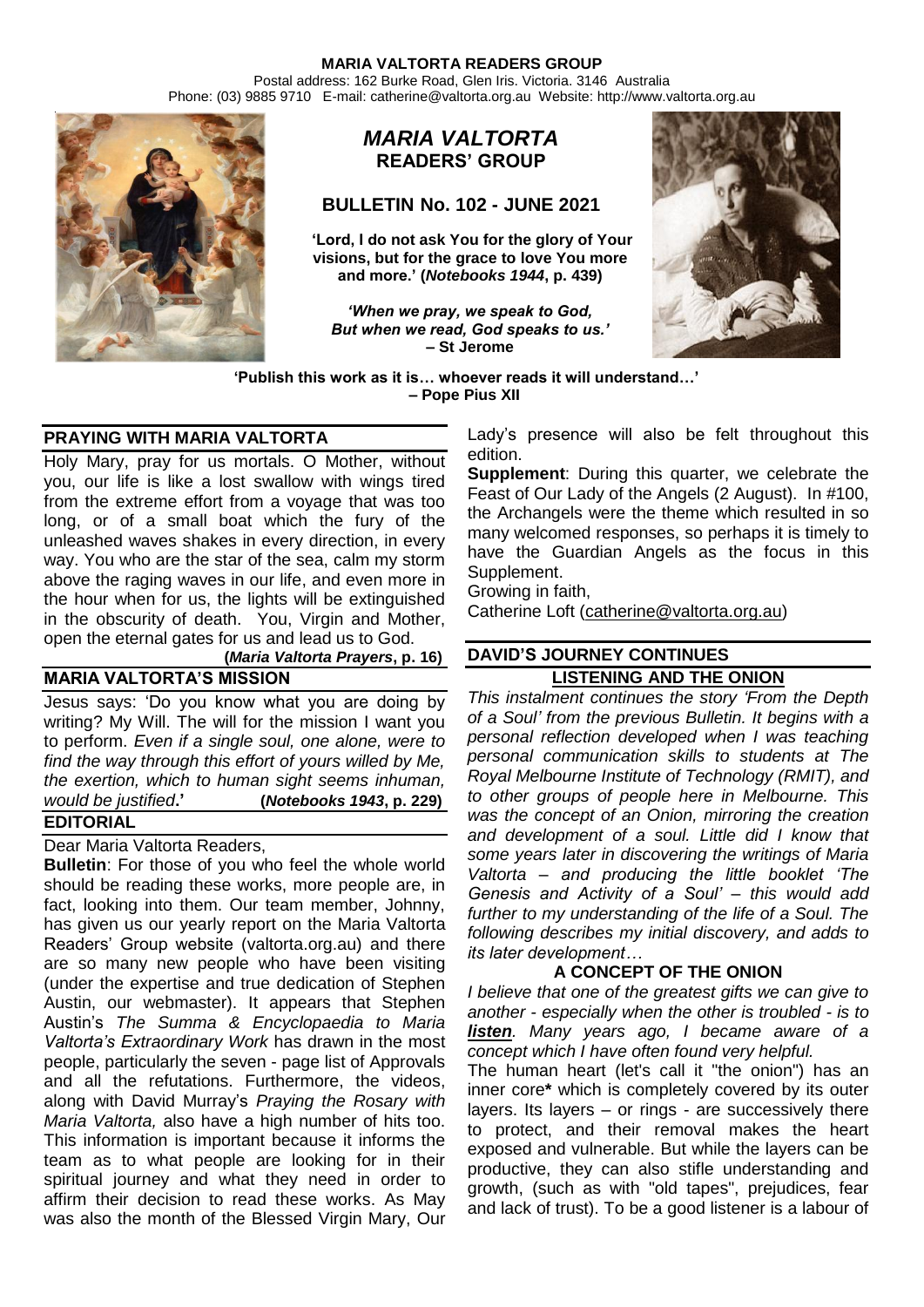**MARIA VALTORTA READERS GROUP**

Postal address: 162 Burke Road, Glen Iris. Victoria. 3146 Australia
Phone: (03) 9885 9710 E-mail: catherine@valtorta.org.au Website: http://www.valtorta.org.au

# *MARIA VALTORTA* READERS' GROUP

## BULLETIN No. 102 - JUNE 2021

**'Lord, I do not ask You for the glory of Your visions, but for the grace to love You more and more.' (*Notebooks 1944*, p. 439)**

***'When we pray, we speak to God, But when we read, God speaks to us.'* – St Jerome**

**'Publish this work as it is… whoever reads it will understand…' – Pope Pius XII**

## PRAYING WITH MARIA VALTORTA

Holy Mary, pray for us mortals. O Mother, without you, our life is like a lost swallow with wings tired from the extreme effort from a voyage that was too long, or of a small boat which the fury of the unleashed waves shakes in every direction, in every way. You who are the star of the sea, calm my storm above the raging waves in our life, and even more in the hour when for us, the lights will be extinguished in the obscurity of death. You, Virgin and Mother, open the eternal gates for us and lead us to God.

**(*Maria Valtorta Prayers*, p. 16)**

## MARIA VALTORTA'S MISSION

Jesus says: 'Do you know what you are doing by writing? My Will. The will for the mission I want you to perform. *Even if a single soul, one alone, were to find the way through this effort of yours willed by Me, the exertion, which to human sight seems inhuman, would be justified*.' **(*Notebooks 1943*, p. 229)**

## EDITORIAL

Dear Maria Valtorta Readers,

**Bulletin**: For those of you who feel the whole world should be reading these works, more people are, in fact, looking into them. Our team member, Johnny, has given us our yearly report on the Maria Valtorta Readers' Group website (valtorta.org.au) and there are so many new people who have been visiting (under the expertise and true dedication of Stephen Austin, our webmaster). It appears that Stephen Austin's *The Summa & Encyclopaedia to Maria Valtorta's Extraordinary Work* has drawn in the most people, particularly the seven - page list of Approvals and all the refutations. Furthermore, the videos, along with David Murray's *Praying the Rosary with Maria Valtorta,* also have a high number of hits too. This information is important because it informs the team as to what people are looking for in their spiritual journey and what they need in order to affirm their decision to read these works. As May was also the month of the Blessed Virgin Mary, Our Lady's presence will also be felt throughout this edition.

**Supplement**: During this quarter, we celebrate the Feast of Our Lady of the Angels (2 August). In #100, the Archangels were the theme which resulted in so many welcomed responses, so perhaps it is timely to have the Guardian Angels as the focus in this Supplement.

Growing in faith,

Catherine Loft (catherine@valtorta.org.au)

## DAVID'S JOURNEY CONTINUES

### LISTENING AND THE ONION

*This instalment continues the story 'From the Depth of a Soul' from the previous Bulletin. It begins with a personal reflection developed when I was teaching personal communication skills to students at The Royal Melbourne Institute of Technology (RMIT), and to other groups of people here in Melbourne. This was the concept of an Onion, mirroring the creation and development of a soul. Little did I know that some years later in discovering the writings of Maria Valtorta – and producing the little booklet 'The Genesis and Activity of a Soul' – this would add further to my understanding of the life of a Soul. The following describes my initial discovery, and adds to its later development…*

### A CONCEPT OF THE ONION

*I believe that one of the greatest gifts we can give to another - especially when the other is troubled - is to **listen**. Many years ago, I became aware of a concept which I have often found very helpful.*

The human heart (let's call it "the onion") has an inner core**\*** which is completely covered by its outer layers. Its layers – or rings - are successively there to protect, and their removal makes the heart exposed and vulnerable. But while the layers can be productive, they can also stifle understanding and growth, (such as with "old tapes", prejudices, fear and lack of trust). To be a good listener is a labour of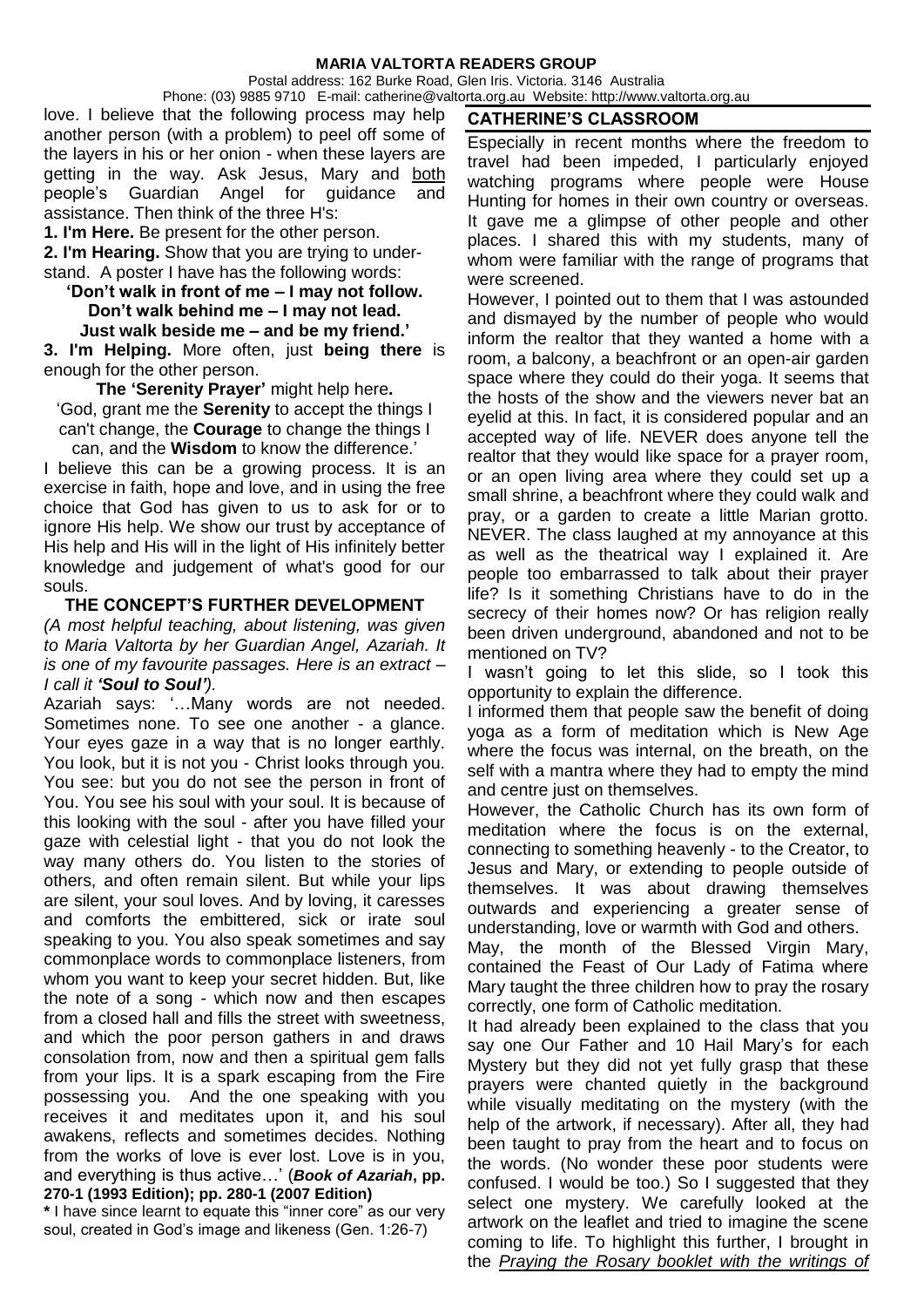love. I believe that the following process may help another person (with a problem) to peel off some of the layers in his or her onion - when these layers are getting in the way. Ask Jesus, Mary and both people's Guardian Angel for guidance and assistance. Then think of the three H's:

**1. I'm Here.** Be present for the other person.

**2. I'm Hearing.** Show that you are trying to understand. A poster I have has the following words:

**'Don't walk in front of me – I may not follow.**
**Don't walk behind me – I may not lead.**
**Just walk beside me – and be my friend.'**

**3. I'm Helping.** More often, just **being there** is enough for the other person.

**The 'Serenity Prayer'** might help here**.**

'God, grant me the **Serenity** to accept the things I can't change, the **Courage** to change the things I can, and the **Wisdom** to know the difference.'

I believe this can be a growing process. It is an exercise in faith, hope and love, and in using the free choice that God has given to us to ask for or to ignore His help. We show our trust by acceptance of His help and His will in the light of His infinitely better knowledge and judgement of what's good for our souls.

## THE CONCEPT'S FURTHER DEVELOPMENT

*(A most helpful teaching, about listening, was given to Maria Valtorta by her Guardian Angel, Azariah. It is one of my favourite passages. Here is an extract – I call it **'Soul to Soul'**).*

Azariah says: '…Many words are not needed. Sometimes none. To see one another - a glance. Your eyes gaze in a way that is no longer earthly. You look, but it is not you - Christ looks through you. You see: but you do not see the person in front of You. You see his soul with your soul. It is because of this looking with the soul - after you have filled your gaze with celestial light - that you do not look the way many others do. You listen to the stories of others, and often remain silent. But while your lips are silent, your soul loves. And by loving, it caresses and comforts the embittered, sick or irate soul speaking to you. You also speak sometimes and say commonplace words to commonplace listeners, from whom you want to keep your secret hidden. But, like the note of a song - which now and then escapes from a closed hall and fills the street with sweetness, and which the poor person gathers in and draws consolation from, now and then a spiritual gem falls from your lips. It is a spark escaping from the Fire possessing you. And the one speaking with you receives it and meditates upon it, and his soul awakens, reflects and sometimes decides. Nothing from the works of love is ever lost. Love is in you, and everything is thus active…' (***Book of Azariah*, pp. 270-1 (1993 Edition); pp. 280-1 (2007 Edition)**

**\*** I have since learnt to equate this "inner core" as our very soul, created in God's image and likeness (Gen. 1:26-7)

## CATHERINE'S CLASSROOM

Especially in recent months where the freedom to travel had been impeded, I particularly enjoyed watching programs where people were House Hunting for homes in their own country or overseas. It gave me a glimpse of other people and other places. I shared this with my students, many of whom were familiar with the range of programs that were screened.

However, I pointed out to them that I was astounded and dismayed by the number of people who would inform the realtor that they wanted a home with a room, a balcony, a beachfront or an open-air garden space where they could do their yoga. It seems that the hosts of the show and the viewers never bat an eyelid at this. In fact, it is considered popular and an accepted way of life. NEVER does anyone tell the realtor that they would like space for a prayer room, or an open living area where they could set up a small shrine, a beachfront where they could walk and pray, or a garden to create a little Marian grotto. NEVER. The class laughed at my annoyance at this as well as the theatrical way I explained it. Are people too embarrassed to talk about their prayer life? Is it something Christians have to do in the secrecy of their homes now? Or has religion really been driven underground, abandoned and not to be mentioned on TV?

I wasn't going to let this slide, so I took this opportunity to explain the difference.

I informed them that people saw the benefit of doing yoga as a form of meditation which is New Age where the focus was internal, on the breath, on the self with a mantra where they had to empty the mind and centre just on themselves.

However, the Catholic Church has its own form of meditation where the focus is on the external, connecting to something heavenly - to the Creator, to Jesus and Mary, or extending to people outside of themselves. It was about drawing themselves outwards and experiencing a greater sense of understanding, love or warmth with God and others.

May, the month of the Blessed Virgin Mary, contained the Feast of Our Lady of Fatima where Mary taught the three children how to pray the rosary correctly, one form of Catholic meditation.

It had already been explained to the class that you say one Our Father and 10 Hail Mary's for each Mystery but they did not yet fully grasp that these prayers were chanted quietly in the background while visually meditating on the mystery (with the help of the artwork, if necessary). After all, they had been taught to pray from the heart and to focus on the words. (No wonder these poor students were confused. I would be too.) So I suggested that they select one mystery. We carefully looked at the artwork on the leaflet and tried to imagine the scene coming to life. To highlight this further, I brought in the *Praying the Rosary booklet with the writings of*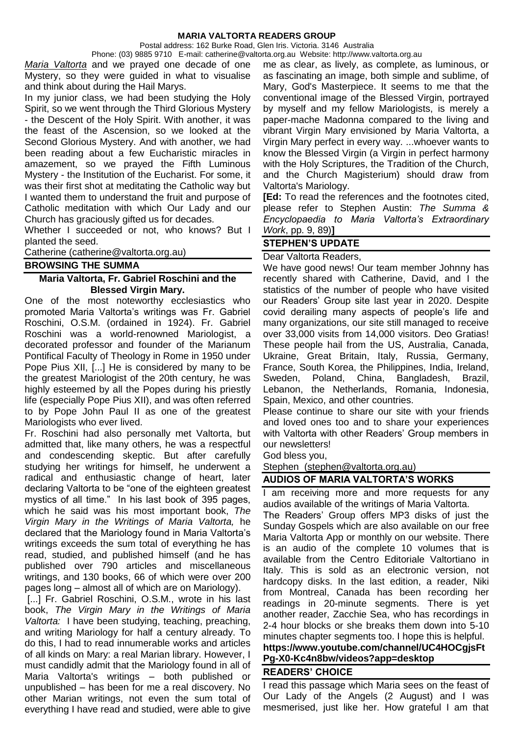*Maria Valtorta* and we prayed one decade of one Mystery, so they were guided in what to visualise and think about during the Hail Marys.

In my junior class, we had been studying the Holy Spirit, so we went through the Third Glorious Mystery - the Descent of the Holy Spirit. With another, it was the feast of the Ascension, so we looked at the Second Glorious Mystery. And with another, we had been reading about a few Eucharistic miracles in amazement, so we prayed the Fifth Luminous Mystery - the Institution of the Eucharist. For some, it was their first shot at meditating the Catholic way but I wanted them to understand the fruit and purpose of Catholic meditation with which Our Lady and our Church has graciously gifted us for decades.

Whether I succeeded or not, who knows? But I planted the seed.

Catherine (catherine@valtorta.org.au)

## BROWSING THE SUMMA

### Maria Valtorta, Fr. Gabriel Roschini and the Blessed Virgin Mary.

One of the most noteworthy ecclesiastics who promoted Maria Valtorta's writings was Fr. Gabriel Roschini, O.S.M. (ordained in 1924). Fr. Gabriel Roschini was a world-renowned Mariologist, a decorated professor and founder of the Marianum Pontifical Faculty of Theology in Rome in 1950 under Pope Pius XII, [...] He is considered by many to be the greatest Mariologist of the 20th century, he was highly esteemed by all the Popes during his priestly life (especially Pope Pius XII), and was often referred to by Pope John Paul II as one of the greatest Mariologists who ever lived.

Fr. Roschini had also personally met Valtorta, but admitted that, like many others, he was a respectful and condescending skeptic. But after carefully studying her writings for himself, he underwent a radical and enthusiastic change of heart, later declaring Valtorta to be "one of the eighteen greatest mystics of all time." In his last book of 395 pages, which he said was his most important book, *The Virgin Mary in the Writings of Maria Valtorta,* he declared that the Mariology found in Maria Valtorta's writings exceeds the sum total of everything he has read, studied, and published himself (and he has published over 790 articles and miscellaneous writings, and 130 books, 66 of which were over 200 pages long – almost all of which are on Mariology).

[...] Fr. Gabriel Roschini, O.S.M., wrote in his last book, *The Virgin Mary in the Writings of Maria Valtorta:* I have been studying, teaching, preaching, and writing Mariology for half a century already. To do this, I had to read innumerable works and articles of all kinds on Mary: a real Marian library. However, I must candidly admit that the Mariology found in all of Maria Valtorta's writings – both published or unpublished – has been for me a real discovery. No other Marian writings, not even the sum total of everything I have read and studied, were able to give me as clear, as lively, as complete, as luminous, or as fascinating an image, both simple and sublime, of Mary, God's Masterpiece. It seems to me that the conventional image of the Blessed Virgin, portrayed by myself and my fellow Mariologists, is merely a paper-mache Madonna compared to the living and vibrant Virgin Mary envisioned by Maria Valtorta, a Virgin Mary perfect in every way. ...whoever wants to know the Blessed Virgin (a Virgin in perfect harmony with the Holy Scriptures, the Tradition of the Church, and the Church Magisterium) should draw from Valtorta's Mariology.

**[Ed:** To read the references and the footnotes cited, please refer to Stephen Austin: *The Summa & Encyclopaedia to Maria Valtorta's Extraordinary Work*, pp. 9, 89)**]**

## STEPHEN'S UPDATE

Dear Valtorta Readers,

We have good news! Our team member Johnny has recently shared with Catherine, David, and I the statistics of the number of people who have visited our Readers' Group site last year in 2020. Despite covid derailing many aspects of people's life and many organizations, our site still managed to receive over 33,000 visits from 14,000 visitors. Deo Gratias! These people hail from the US, Australia, Canada, Ukraine, Great Britain, Italy, Russia, Germany, France, South Korea, the Philippines, India, Ireland, Sweden, Poland, China, Bangladesh, Brazil, Lebanon, the Netherlands, Romania, Indonesia, Spain, Mexico, and other countries.

Please continue to share our site with your friends and loved ones too and to share your experiences with Valtorta with other Readers' Group members in our newsletters!

God bless you,

Stephen (stephen@valtorta.org.au)

## AUDIOS OF MARIA VALTORTA'S WORKS

I am receiving more and more requests for any audios available of the writings of Maria Valtorta.

The Readers' Group offers MP3 disks of just the Sunday Gospels which are also available on our free Maria Valtorta App or monthly on our website. There is an audio of the complete 10 volumes that is available from the Centro Editoriale Valtortiano in Italy. This is sold as an electronic version, not hardcopy disks. In the last edition, a reader, Niki from Montreal, Canada has been recording her readings in 20-minute segments. There is yet another reader, Zacchie Sea, who has recordings in 2-4 hour blocks or she breaks them down into 5-10 minutes chapter segments too. I hope this is helpful.

**https://www.youtube.com/channel/UC4HOCgjsFtPg-X0-Kc4n8bw/videos?app=desktop**

## READERS' CHOICE

I read this passage which Maria sees on the feast of Our Lady of the Angels (2 August) and I was mesmerised, just like her. How grateful I am that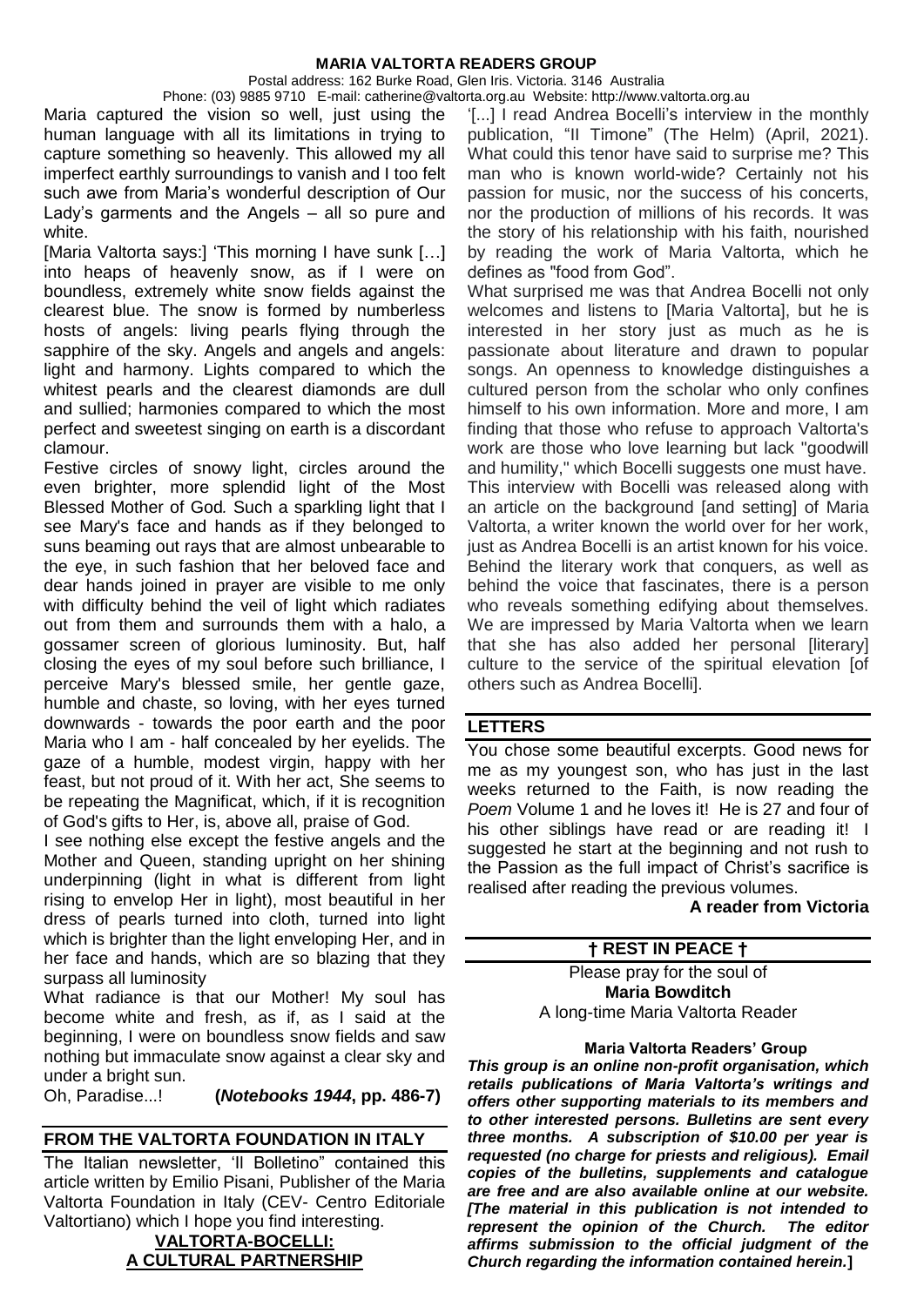**MARIA VALTORTA READERS GROUP**

Postal address: 162 Burke Road, Glen Iris. Victoria. 3146 Australia

Phone: (03) 9885 9710 E-mail: catherine@valtorta.org.au Website: http://www.valtorta.org.au

Maria captured the vision so well, just using the human language with all its limitations in trying to capture something so heavenly. This allowed my all imperfect earthly surroundings to vanish and I too felt such awe from Maria's wonderful description of Our Lady's garments and the Angels – all so pure and white.

[Maria Valtorta says:] 'This morning I have sunk […] into heaps of heavenly snow, as if I were on boundless, extremely white snow fields against the clearest blue. The snow is formed by numberless hosts of angels: living pearls flying through the sapphire of the sky. Angels and angels and angels: light and harmony. Lights compared to which the whitest pearls and the clearest diamonds are dull and sullied; harmonies compared to which the most perfect and sweetest singing on earth is a discordant clamour.

Festive circles of snowy light, circles around the even brighter, more splendid light of the Most Blessed Mother of God*.* Such a sparkling light that I see Mary's face and hands as if they belonged to suns beaming out rays that are almost unbearable to the eye, in such fashion that her beloved face and dear hands joined in prayer are visible to me only with difficulty behind the veil of light which radiates out from them and surrounds them with a halo, a gossamer screen of glorious luminosity. But, half closing the eyes of my soul before such brilliance, I perceive Mary's blessed smile, her gentle gaze, humble and chaste, so loving, with her eyes turned downwards - towards the poor earth and the poor Maria who I am - half concealed by her eyelids. The gaze of a humble, modest virgin, happy with her feast, but not proud of it. With her act, She seems to be repeating the Magnificat, which, if it is recognition of God's gifts to Her, is, above all, praise of God.

I see nothing else except the festive angels and the Mother and Queen, standing upright on her shining underpinning (light in what is different from light rising to envelop Her in light), most beautiful in her dress of pearls turned into cloth, turned into light which is brighter than the light enveloping Her, and in her face and hands, which are so blazing that they surpass all luminosity

What radiance is that our Mother! My soul has become white and fresh, as if, as I said at the beginning, I were on boundless snow fields and saw nothing but immaculate snow against a clear sky and under a bright sun.

Oh, Paradise...! **(*Notebooks 1944*, pp. 486-7)**

## FROM THE VALTORTA FOUNDATION IN ITALY

The Italian newsletter, 'Il Bolletino" contained this article written by Emilio Pisani, Publisher of the Maria Valtorta Foundation in Italy (CEV- Centro Editoriale Valtortiano) which I hope you find interesting.

### VALTORTA-BOCELLI: A CULTURAL PARTNERSHIP

'[...] I read Andrea Bocelli's interview in the monthly publication, "Il Timone" (The Helm) (April, 2021). What could this tenor have said to surprise me? This man who is known world-wide? Certainly not his passion for music, nor the success of his concerts, nor the production of millions of his records. It was the story of his relationship with his faith, nourished by reading the work of Maria Valtorta, which he defines as "food from God".

What surprised me was that Andrea Bocelli not only welcomes and listens to [Maria Valtorta], but he is interested in her story just as much as he is passionate about literature and drawn to popular songs. An openness to knowledge distinguishes a cultured person from the scholar who only confines himself to his own information. More and more, I am finding that those who refuse to approach Valtorta's work are those who love learning but lack "goodwill and humility," which Bocelli suggests one must have. This interview with Bocelli was released along with an article on the background [and setting] of Maria Valtorta, a writer known the world over for her work, just as Andrea Bocelli is an artist known for his voice. Behind the literary work that conquers, as well as behind the voice that fascinates, there is a person who reveals something edifying about themselves. We are impressed by Maria Valtorta when we learn that she has also added her personal [literary] culture to the service of the spiritual elevation [of others such as Andrea Bocelli].

## LETTERS

You chose some beautiful excerpts. Good news for me as my youngest son, who has just in the last weeks returned to the Faith, is now reading the *Poem* Volume 1 and he loves it! He is 27 and four of his other siblings have read or are reading it! I suggested he start at the beginning and not rush to the Passion as the full impact of Christ's sacrifice is realised after reading the previous volumes.

**A reader from Victoria**

## † REST IN PEACE †

Please pray for the soul of

**Maria Bowditch**

A long-time Maria Valtorta Reader

**Maria Valtorta Readers' Group**

***This group is an online non-profit organisation, which retails publications of Maria Valtorta's writings and offers other supporting materials to its members and to other interested persons. Bulletins are sent every three months. A subscription of $10.00 per year is requested (no charge for priests and religious). Email copies of the bulletins, supplements and catalogue are free and are also available online at our website. [The material in this publication is not intended to represent the opinion of the Church. The editor affirms submission to the official judgment of the Church regarding the information contained herein.]***